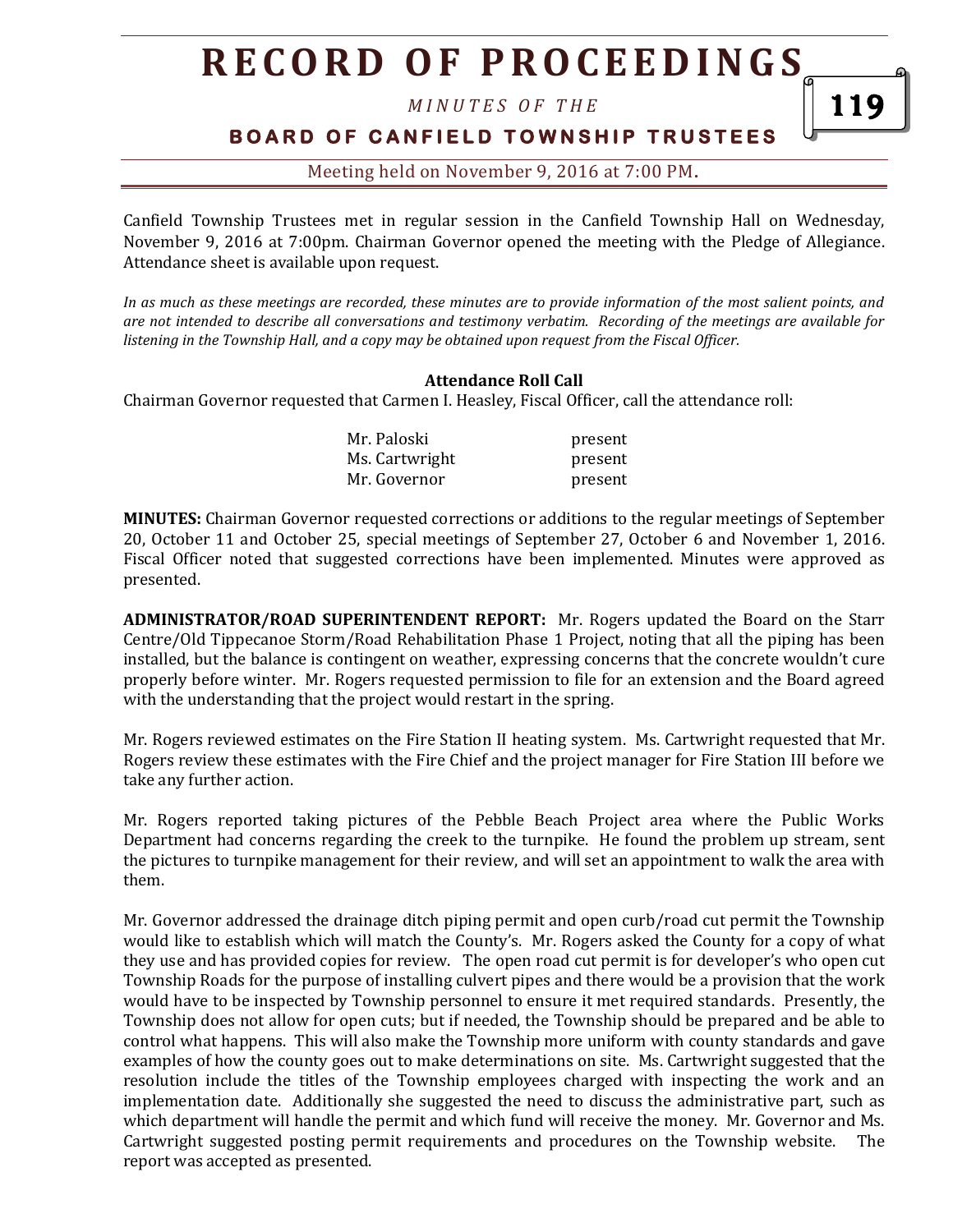Canfield Township Trustees met in regular session in the Canfield Township Hall on Wednesday, November 9, 2016 at 7:00pm. Chairman Governor opened the meeting with the Pledge of Allegiance. Attendance sheet is available upon request.

*In as much as these meetings are recorded, these minutes are to provide information of the most salient points, and are not intended to describe all conversations and testimony verbatim. Recording of the meetings are available for listening in the Township Hall, and a copy may be obtained upon request from the Fiscal Officer.*

**Attendance Roll Call**

Chairman Governor requested that Carmen I. Heasley, Fiscal Officer, call the attendance roll:

| | |
|---|---|
| Mr. Paloski | present |
| Ms. Cartwright | present |
| Mr. Governor | present |

**MINUTES:** Chairman Governor requested corrections or additions to the regular meetings of September 20, October 11 and October 25, special meetings of September 27, October 6 and November 1, 2016. Fiscal Officer noted that suggested corrections have been implemented. Minutes were approved as presented.

**ADMINISTRATOR/ROAD SUPERINTENDENT REPORT:** Mr. Rogers updated the Board on the Starr Centre/Old Tippecanoe Storm/Road Rehabilitation Phase 1 Project, noting that all the piping has been installed, but the balance is contingent on weather, expressing concerns that the concrete wouldn't cure properly before winter. Mr. Rogers requested permission to file for an extension and the Board agreed with the understanding that the project would restart in the spring.

Mr. Rogers reviewed estimates on the Fire Station II heating system. Ms. Cartwright requested that Mr. Rogers review these estimates with the Fire Chief and the project manager for Fire Station III before we take any further action.

Mr. Rogers reported taking pictures of the Pebble Beach Project area where the Public Works Department had concerns regarding the creek to the turnpike. He found the problem up stream, sent the pictures to turnpike management for their review, and will set an appointment to walk the area with them.

Mr. Governor addressed the drainage ditch piping permit and open curb/road cut permit the Township would like to establish which will match the County's. Mr. Rogers asked the County for a copy of what they use and has provided copies for review. The open road cut permit is for developer's who open cut Township Roads for the purpose of installing culvert pipes and there would be a provision that the work would have to be inspected by Township personnel to ensure it met required standards. Presently, the Township does not allow for open cuts; but if needed, the Township should be prepared and be able to control what happens. This will also make the Township more uniform with county standards and gave examples of how the county goes out to make determinations on site. Ms. Cartwright suggested that the resolution include the titles of the Township employees charged with inspecting the work and an implementation date. Additionally she suggested the need to discuss the administrative part, such as which department will handle the permit and which fund will receive the money. Mr. Governor and Ms. Cartwright suggested posting permit requirements and procedures on the Township website. The report was accepted as presented.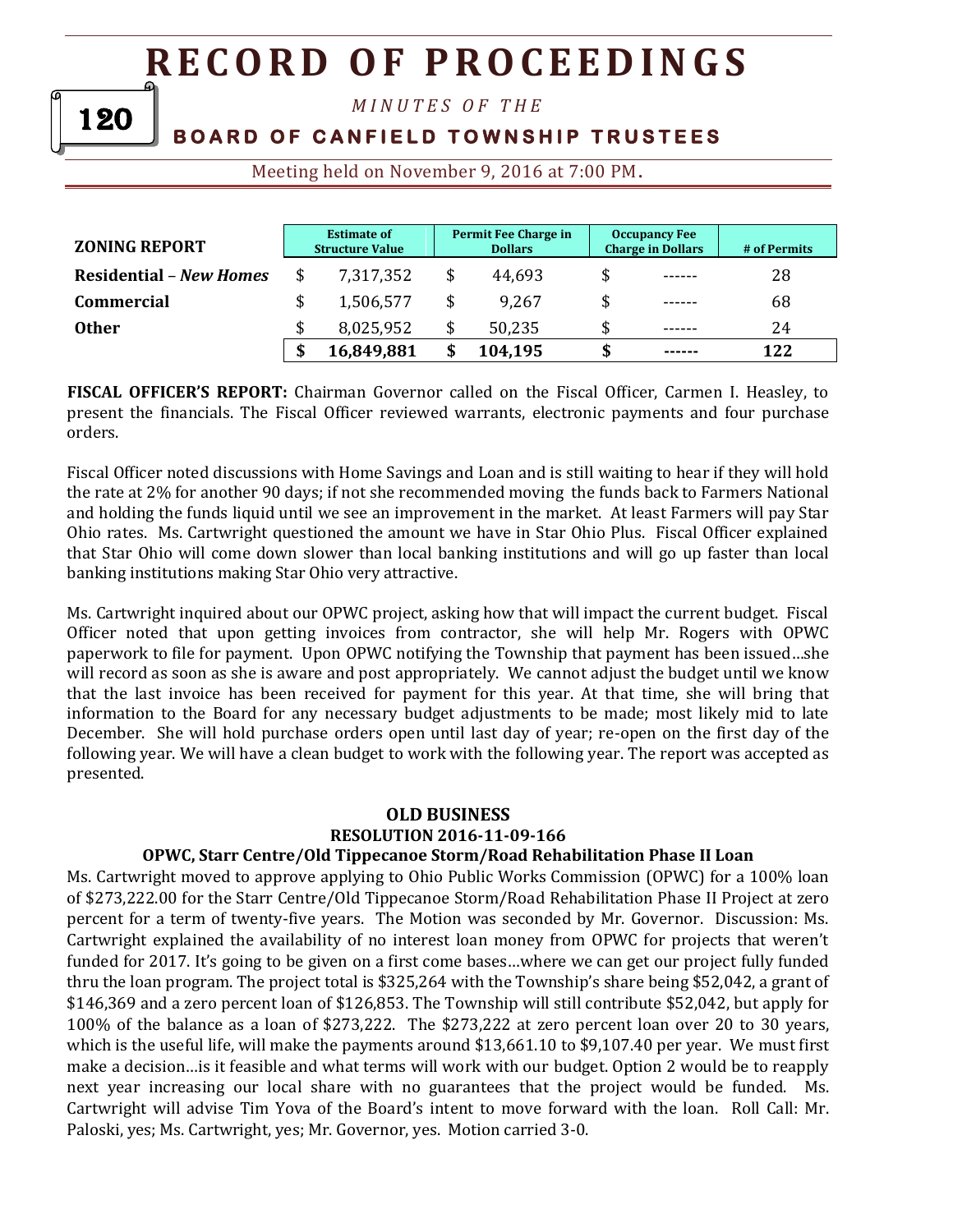| ZONING REPORT | Estimate of Structure Value | Permit Fee Charge in Dollars | Occupancy Fee Charge in Dollars | # of Permits |
|---|---|---|---|---|
| **Residential** – ***New Homes*** | $ 7,317,352 | $ 44,693 | $ ------ | 28 |
| **Commercial** | $ 1,506,577 | $ 9,267 | $ ------ | 68 |
| **Other** | $ 8,025,952 | $ 50,235 | $ ------ | 24 |
| | **$ 16,849,881** | **$ 104,195** | **$ ------** | **122** |

**FISCAL OFFICER'S REPORT:** Chairman Governor called on the Fiscal Officer, Carmen I. Heasley, to present the financials. The Fiscal Officer reviewed warrants, electronic payments and four purchase orders.

Fiscal Officer noted discussions with Home Savings and Loan and is still waiting to hear if they will hold the rate at 2% for another 90 days; if not she recommended moving the funds back to Farmers National and holding the funds liquid until we see an improvement in the market. At least Farmers will pay Star Ohio rates. Ms. Cartwright questioned the amount we have in Star Ohio Plus. Fiscal Officer explained that Star Ohio will come down slower than local banking institutions and will go up faster than local banking institutions making Star Ohio very attractive.

Ms. Cartwright inquired about our OPWC project, asking how that will impact the current budget. Fiscal Officer noted that upon getting invoices from contractor, she will help Mr. Rogers with OPWC paperwork to file for payment. Upon OPWC notifying the Township that payment has been issued…she will record as soon as she is aware and post appropriately. We cannot adjust the budget until we know that the last invoice has been received for payment for this year. At that time, she will bring that information to the Board for any necessary budget adjustments to be made; most likely mid to late December. She will hold purchase orders open until last day of year; re-open on the first day of the following year. We will have a clean budget to work with the following year. The report was accepted as presented.

## OLD BUSINESS

### RESOLUTION 2016-11-09-166

### OPWC, Starr Centre/Old Tippecanoe Storm/Road Rehabilitation Phase II Loan

Ms. Cartwright moved to approve applying to Ohio Public Works Commission (OPWC) for a 100% loan of $273,222.00 for the Starr Centre/Old Tippecanoe Storm/Road Rehabilitation Phase II Project at zero percent for a term of twenty-five years. The Motion was seconded by Mr. Governor. Discussion: Ms. Cartwright explained the availability of no interest loan money from OPWC for projects that weren't funded for 2017. It's going to be given on a first come bases…where we can get our project fully funded thru the loan program. The project total is $325,264 with the Township's share being $52,042, a grant of $146,369 and a zero percent loan of $126,853. The Township will still contribute $52,042, but apply for 100% of the balance as a loan of $273,222. The $273,222 at zero percent loan over 20 to 30 years, which is the useful life, will make the payments around $13,661.10 to $9,107.40 per year. We must first make a decision…is it feasible and what terms will work with our budget. Option 2 would be to reapply next year increasing our local share with no guarantees that the project would be funded. Ms. Cartwright will advise Tim Yova of the Board's intent to move forward with the loan. Roll Call: Mr. Paloski, yes; Ms. Cartwright, yes; Mr. Governor, yes. Motion carried 3-0.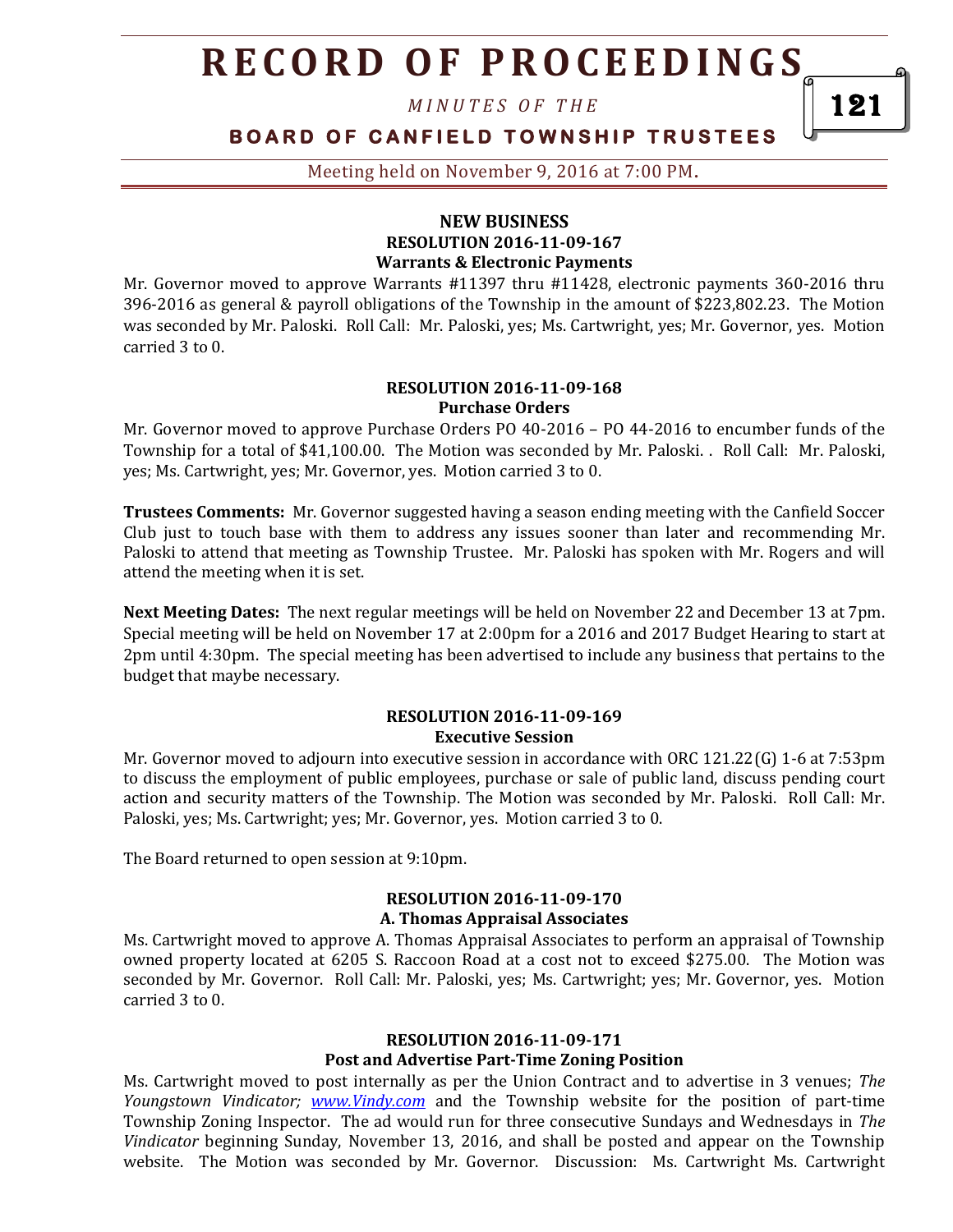## NEW BUSINESS

### RESOLUTION 2016-11-09-167
### Warrants & Electronic Payments

Mr. Governor moved to approve Warrants #11397 thru #11428, electronic payments 360-2016 thru 396-2016 as general & payroll obligations of the Township in the amount of $223,802.23. The Motion was seconded by Mr. Paloski. Roll Call: Mr. Paloski, yes; Ms. Cartwright, yes; Mr. Governor, yes. Motion carried 3 to 0.

### RESOLUTION 2016-11-09-168
### Purchase Orders

Mr. Governor moved to approve Purchase Orders PO 40-2016 – PO 44-2016 to encumber funds of the Township for a total of $41,100.00. The Motion was seconded by Mr. Paloski. . Roll Call: Mr. Paloski, yes; Ms. Cartwright, yes; Mr. Governor, yes. Motion carried 3 to 0.

**Trustees Comments:** Mr. Governor suggested having a season ending meeting with the Canfield Soccer Club just to touch base with them to address any issues sooner than later and recommending Mr. Paloski to attend that meeting as Township Trustee. Mr. Paloski has spoken with Mr. Rogers and will attend the meeting when it is set.

**Next Meeting Dates:** The next regular meetings will be held on November 22 and December 13 at 7pm. Special meeting will be held on November 17 at 2:00pm for a 2016 and 2017 Budget Hearing to start at 2pm until 4:30pm. The special meeting has been advertised to include any business that pertains to the budget that maybe necessary.

### RESOLUTION 2016-11-09-169
### Executive Session

Mr. Governor moved to adjourn into executive session in accordance with ORC 121.22(G) 1-6 at 7:53pm to discuss the employment of public employees, purchase or sale of public land, discuss pending court action and security matters of the Township. The Motion was seconded by Mr. Paloski. Roll Call: Mr. Paloski, yes; Ms. Cartwright; yes; Mr. Governor, yes. Motion carried 3 to 0.

The Board returned to open session at 9:10pm.

### RESOLUTION 2016-11-09-170
### A. Thomas Appraisal Associates

Ms. Cartwright moved to approve A. Thomas Appraisal Associates to perform an appraisal of Township owned property located at 6205 S. Raccoon Road at a cost not to exceed $275.00. The Motion was seconded by Mr. Governor. Roll Call: Mr. Paloski, yes; Ms. Cartwright; yes; Mr. Governor, yes. Motion carried 3 to 0.

### RESOLUTION 2016-11-09-171
### Post and Advertise Part-Time Zoning Position

Ms. Cartwright moved to post internally as per the Union Contract and to advertise in 3 venues; *The Youngstown Vindicator; www.Vindy.com* and the Township website for the position of part-time Township Zoning Inspector. The ad would run for three consecutive Sundays and Wednesdays in *The Vindicator* beginning Sunday, November 13, 2016, and shall be posted and appear on the Township website. The Motion was seconded by Mr. Governor. Discussion: Ms. Cartwright Ms. Cartwright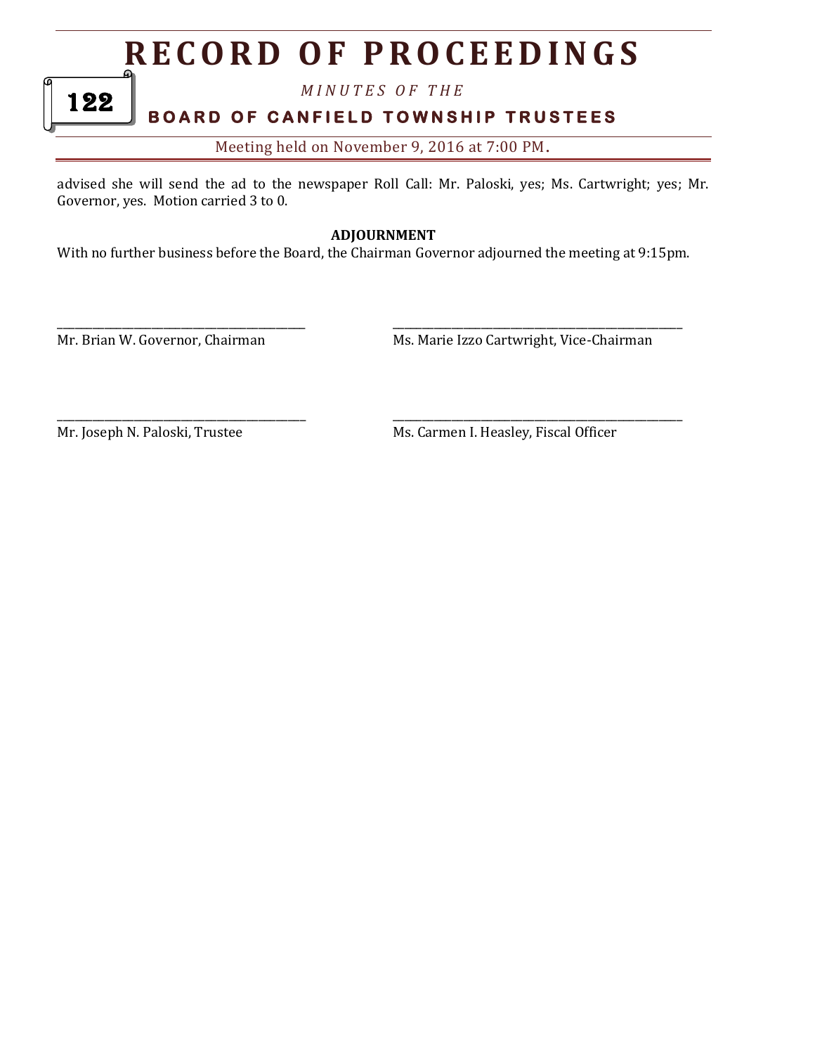advised she will send the ad to the newspaper Roll Call: Mr. Paloski, yes; Ms. Cartwright; yes; Mr. Governor, yes. Motion carried 3 to 0.

**ADJOURNMENT**

With no further business before the Board, the Chairman Governor adjourned the meeting at 9:15pm.

\_\_\_\_\_\_\_\_\_\_\_\_\_\_\_\_\_\_\_\_\_\_\_\_\_\_\_\_\_\_\_\_\_\_\_\_\_\_\_\_\_\_\_\_
Mr. Brian W. Governor, Chairman

\_\_\_\_\_\_\_\_\_\_\_\_\_\_\_\_\_\_\_\_\_\_\_\_\_\_\_\_\_\_\_\_\_\_\_\_\_\_\_\_\_\_\_\_
Ms. Marie Izzo Cartwright, Vice-Chairman

\_\_\_\_\_\_\_\_\_\_\_\_\_\_\_\_\_\_\_\_\_\_\_\_\_\_\_\_\_\_\_\_\_\_\_\_\_\_\_\_\_\_\_\_
Mr. Joseph N. Paloski, Trustee

\_\_\_\_\_\_\_\_\_\_\_\_\_\_\_\_\_\_\_\_\_\_\_\_\_\_\_\_\_\_\_\_\_\_\_\_\_\_\_\_\_\_\_\_
Ms. Carmen I. Heasley, Fiscal Officer